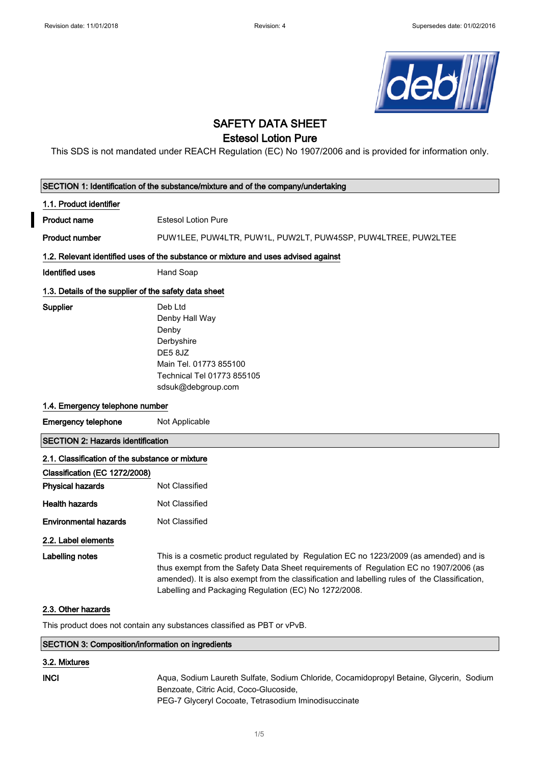Revision date: 11/01/2018 Revision: 4 Supersedes date: 01/02/2016

# SAFETY DATA SHEET

## Estesol Lotion Pure

This SDS is not mandated under REACH Regulation (EC) No 1907/2006 and is provided for information only.

### SECTION 1: Identification of the substance/mixture and of the company/undertaking

**1.1. Product identifier**

| | |
|---|---|
| **Product name** | Estesol Lotion Pure |
| **Product number** | PUW1LEE, PUW4LTR, PUW1L, PUW2LT, PUW45SP, PUW4LTREE, PUW2LTEE |

**1.2. Relevant identified uses of the substance or mixture and uses advised against**

| | |
|---|---|
| **Identified uses** | Hand Soap |

**1.3. Details of the supplier of the safety data sheet**

**Supplier**

Deb Ltd
Denby Hall Way
Denby
Derbyshire
DE5 8JZ
Main Tel. 01773 855100
Technical Tel 01773 855105
sdsuk@debgroup.com

**1.4. Emergency telephone number**

| | |
|---|---|
| **Emergency telephone** | Not Applicable |

### SECTION 2: Hazards identification

**2.1. Classification of the substance or mixture**

**Classification (EC 1272/2008)**

| | |
|---|---|
| **Physical hazards** | Not Classified |
| **Health hazards** | Not Classified |
| **Environmental hazards** | Not Classified |

**2.2. Label elements**

**Labelling notes**

This is a cosmetic product regulated by Regulation EC no 1223/2009 (as amended) and is thus exempt from the Safety Data Sheet requirements of Regulation EC no 1907/2006 (as amended). It is also exempt from the classification and labelling rules of the Classification, Labelling and Packaging Regulation (EC) No 1272/2008.

**2.3. Other hazards**

This product does not contain any substances classified as PBT or vPvB.

### SECTION 3: Composition/information on ingredients

**3.2. Mixtures**

**INCI**

Aqua, Sodium Laureth Sulfate, Sodium Chloride, Cocamidopropyl Betaine, Glycerin, Sodium Benzoate, Citric Acid, Coco-Glucoside,
PEG-7 Glyceryl Cocoate, Tetrasodium Iminodisuccinate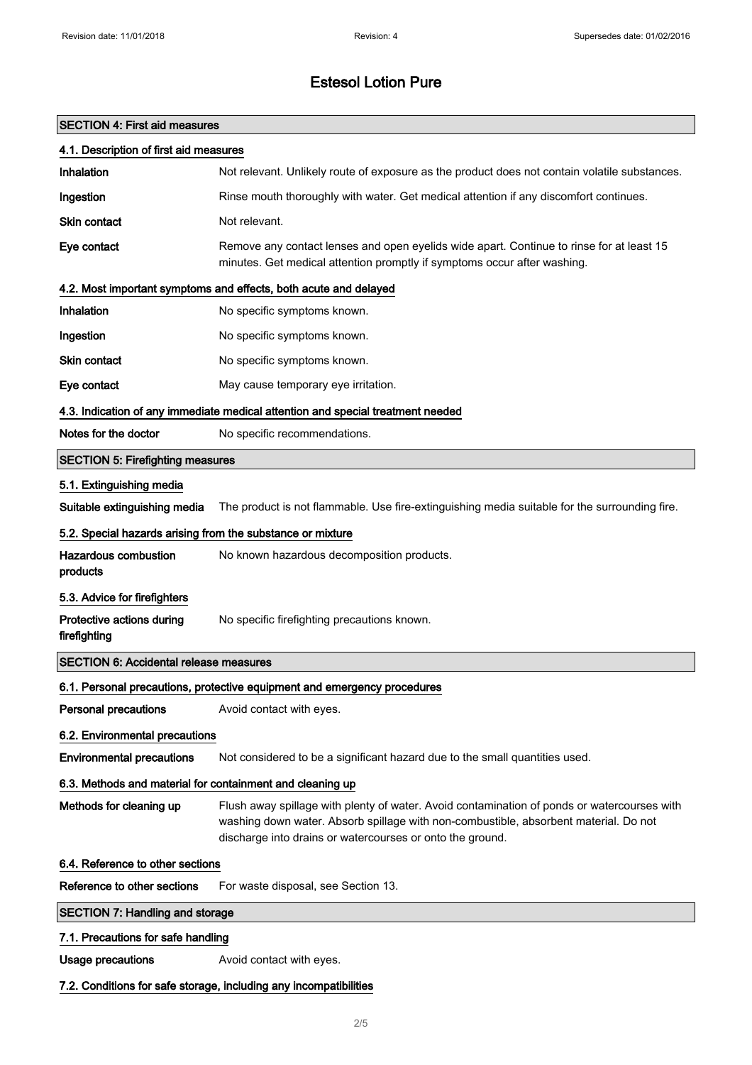# Estesol Lotion Pure

## SECTION 4: First aid measures

### 4.1. Description of first aid measures

| | |
|---|---|
| **Inhalation** | Not relevant. Unlikely route of exposure as the product does not contain volatile substances. |
| **Ingestion** | Rinse mouth thoroughly with water. Get medical attention if any discomfort continues. |
| **Skin contact** | Not relevant. |
| **Eye contact** | Remove any contact lenses and open eyelids wide apart. Continue to rinse for at least 15 minutes. Get medical attention promptly if symptoms occur after washing. |

### 4.2. Most important symptoms and effects, both acute and delayed

| | |
|---|---|
| **Inhalation** | No specific symptoms known. |
| **Ingestion** | No specific symptoms known. |
| **Skin contact** | No specific symptoms known. |
| **Eye contact** | May cause temporary eye irritation. |

### 4.3. Indication of any immediate medical attention and special treatment needed

| | |
|---|---|
| **Notes for the doctor** | No specific recommendations. |

## SECTION 5: Firefighting measures

### 5.1. Extinguishing media

| | |
|---|---|
| **Suitable extinguishing media** | The product is not flammable. Use fire-extinguishing media suitable for the surrounding fire. |

### 5.2. Special hazards arising from the substance or mixture

| | |
|---|---|
| **Hazardous combustion products** | No known hazardous decomposition products. |

### 5.3. Advice for firefighters

| | |
|---|---|
| **Protective actions during firefighting** | No specific firefighting precautions known. |

## SECTION 6: Accidental release measures

### 6.1. Personal precautions, protective equipment and emergency procedures

| | |
|---|---|
| **Personal precautions** | Avoid contact with eyes. |

### 6.2. Environmental precautions

| | |
|---|---|
| **Environmental precautions** | Not considered to be a significant hazard due to the small quantities used. |

### 6.3. Methods and material for containment and cleaning up

| | |
|---|---|
| **Methods for cleaning up** | Flush away spillage with plenty of water. Avoid contamination of ponds or watercourses with washing down water. Absorb spillage with non-combustible, absorbent material. Do not discharge into drains or watercourses or onto the ground. |

### 6.4. Reference to other sections

| | |
|---|---|
| **Reference to other sections** | For waste disposal, see Section 13. |

## SECTION 7: Handling and storage

### 7.1. Precautions for safe handling

| | |
|---|---|
| **Usage precautions** | Avoid contact with eyes. |

### 7.2. Conditions for safe storage, including any incompatibilities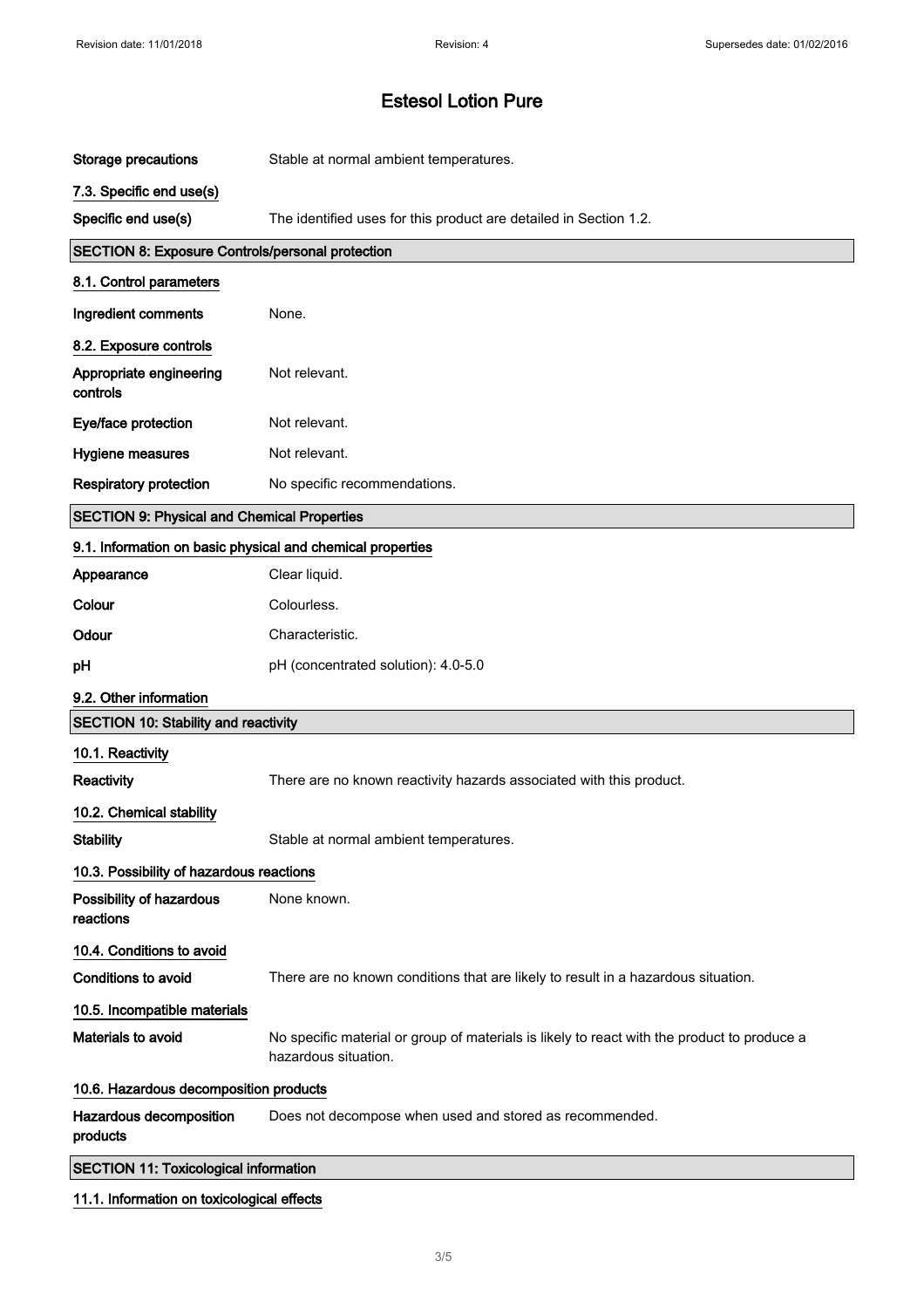# Estesol Lotion Pure

| | |
|---|---|
| **Storage precautions** | Stable at normal ambient temperatures. |

### 7.3. Specific end use(s)

| | |
|---|---|
| **Specific end use(s)** | The identified uses for this product are detailed in Section 1.2. |

## SECTION 8: Exposure Controls/personal protection

### 8.1. Control parameters

| | |
|---|---|
| **Ingredient comments** | None. |

### 8.2. Exposure controls

| | |
|---|---|
| **Appropriate engineering controls** | Not relevant. |
| **Eye/face protection** | Not relevant. |
| **Hygiene measures** | Not relevant. |
| **Respiratory protection** | No specific recommendations. |

## SECTION 9: Physical and Chemical Properties

### 9.1. Information on basic physical and chemical properties

| | |
|---|---|
| **Appearance** | Clear liquid. |
| **Colour** | Colourless. |
| **Odour** | Characteristic. |
| **pH** | pH (concentrated solution): 4.0-5.0 |

### 9.2. Other information

## SECTION 10: Stability and reactivity

### 10.1. Reactivity

| | |
|---|---|
| **Reactivity** | There are no known reactivity hazards associated with this product. |

### 10.2. Chemical stability

| | |
|---|---|
| **Stability** | Stable at normal ambient temperatures. |

### 10.3. Possibility of hazardous reactions

| | |
|---|---|
| **Possibility of hazardous reactions** | None known. |

### 10.4. Conditions to avoid

| | |
|---|---|
| **Conditions to avoid** | There are no known conditions that are likely to result in a hazardous situation. |

### 10.5. Incompatible materials

| | |
|---|---|
| **Materials to avoid** | No specific material or group of materials is likely to react with the product to produce a hazardous situation. |

### 10.6. Hazardous decomposition products

| | |
|---|---|
| **Hazardous decomposition products** | Does not decompose when used and stored as recommended. |

## SECTION 11: Toxicological information

### 11.1. Information on toxicological effects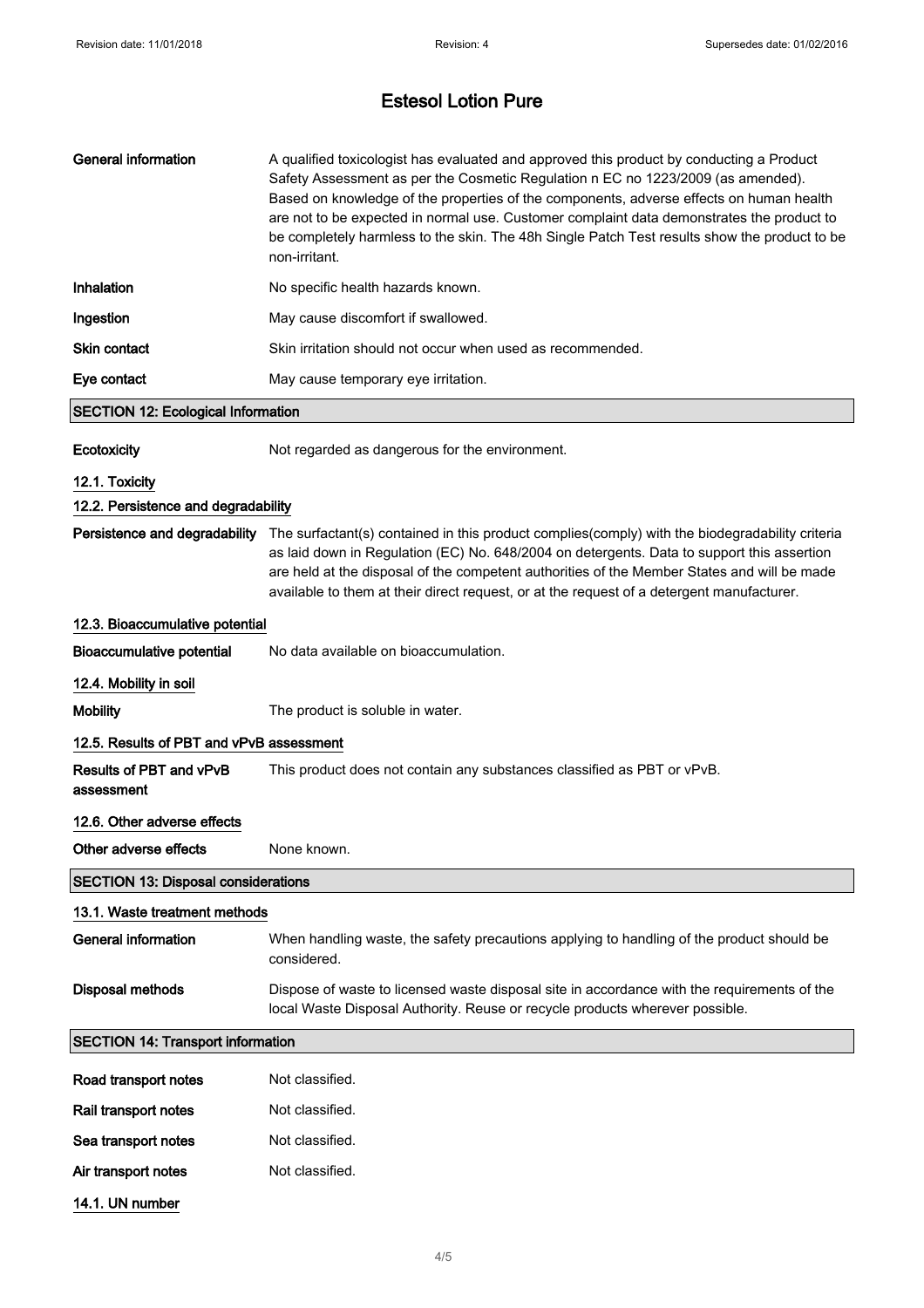# Estesol Lotion Pure

**General information** A qualified toxicologist has evaluated and approved this product by conducting a Product Safety Assessment as per the Cosmetic Regulation n EC no 1223/2009 (as amended). Based on knowledge of the properties of the components, adverse effects on human health are not to be expected in normal use. Customer complaint data demonstrates the product to be completely harmless to the skin. The 48h Single Patch Test results show the product to be non-irritant.

**Inhalation** No specific health hazards known.

**Ingestion** May cause discomfort if swallowed.

**Skin contact** Skin irritation should not occur when used as recommended.

**Eye contact** May cause temporary eye irritation.

## SECTION 12: Ecological Information

**Ecotoxicity** Not regarded as dangerous for the environment.

### 12.1. Toxicity

### 12.2. Persistence and degradability

**Persistence and degradability** The surfactant(s) contained in this product complies(comply) with the biodegradability criteria as laid down in Regulation (EC) No. 648/2004 on detergents. Data to support this assertion are held at the disposal of the competent authorities of the Member States and will be made available to them at their direct request, or at the request of a detergent manufacturer.

### 12.3. Bioaccumulative potential

**Bioaccumulative potential** No data available on bioaccumulation.

### 12.4. Mobility in soil

**Mobility** The product is soluble in water.

### 12.5. Results of PBT and vPvB assessment

**Results of PBT and vPvB assessment** This product does not contain any substances classified as PBT or vPvB.

### 12.6. Other adverse effects

**Other adverse effects** None known.

## SECTION 13: Disposal considerations

### 13.1. Waste treatment methods

**General information** When handling waste, the safety precautions applying to handling of the product should be considered.

**Disposal methods** Dispose of waste to licensed waste disposal site in accordance with the requirements of the local Waste Disposal Authority. Reuse or recycle products wherever possible.

## SECTION 14: Transport information

**Road transport notes** Not classified.

**Rail transport notes** Not classified.

**Sea transport notes** Not classified.

**Air transport notes** Not classified.

### 14.1. UN number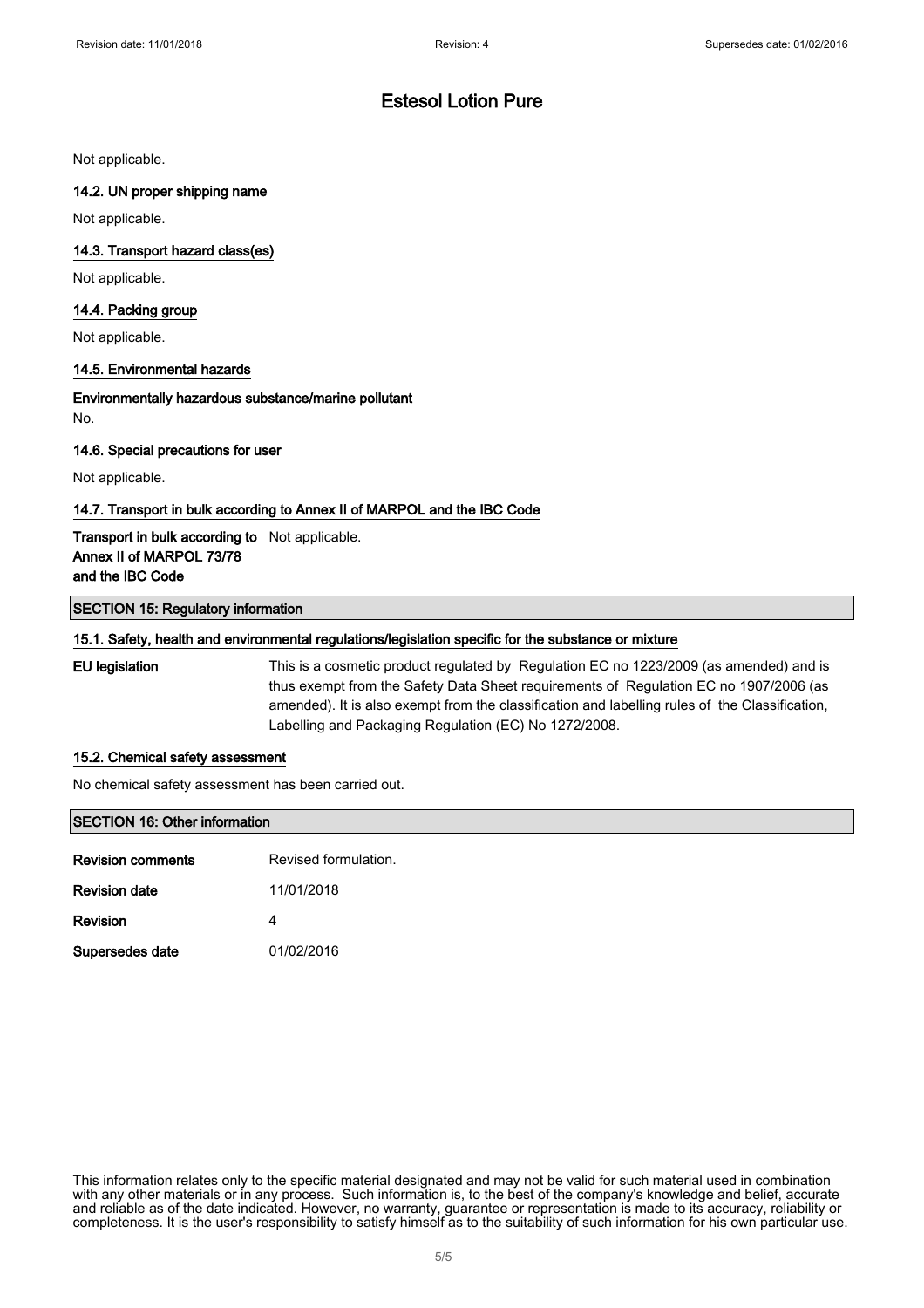Not applicable.

#### 14.2. UN proper shipping name

Not applicable.

#### 14.3. Transport hazard class(es)

Not applicable.

#### 14.4. Packing group

Not applicable.

#### 14.5. Environmental hazards

**Environmentally hazardous substance/marine pollutant**

No.

#### 14.6. Special precautions for user

Not applicable.

#### 14.7. Transport in bulk according to Annex II of MARPOL and the IBC Code

**Transport in bulk according to Annex II of MARPOL 73/78 and the IBC Code** Not applicable.

## SECTION 15: Regulatory information

#### 15.1. Safety, health and environmental regulations/legislation specific for the substance or mixture

**EU legislation** This is a cosmetic product regulated by Regulation EC no 1223/2009 (as amended) and is thus exempt from the Safety Data Sheet requirements of Regulation EC no 1907/2006 (as amended). It is also exempt from the classification and labelling rules of the Classification, Labelling and Packaging Regulation (EC) No 1272/2008.

#### 15.2. Chemical safety assessment

No chemical safety assessment has been carried out.

## SECTION 16: Other information

| | |
|---|---|
| **Revision comments** | Revised formulation. |
| **Revision date** | 11/01/2018 |
| **Revision** | 4 |
| **Supersedes date** | 01/02/2016 |

This information relates only to the specific material designated and may not be valid for such material used in combination with any other materials or in any process. Such information is, to the best of the company's knowledge and belief, accurate and reliable as of the date indicated. However, no warranty, guarantee or representation is made to its accuracy, reliability or completeness. It is the user's responsibility to satisfy himself as to the suitability of such information for his own particular use.